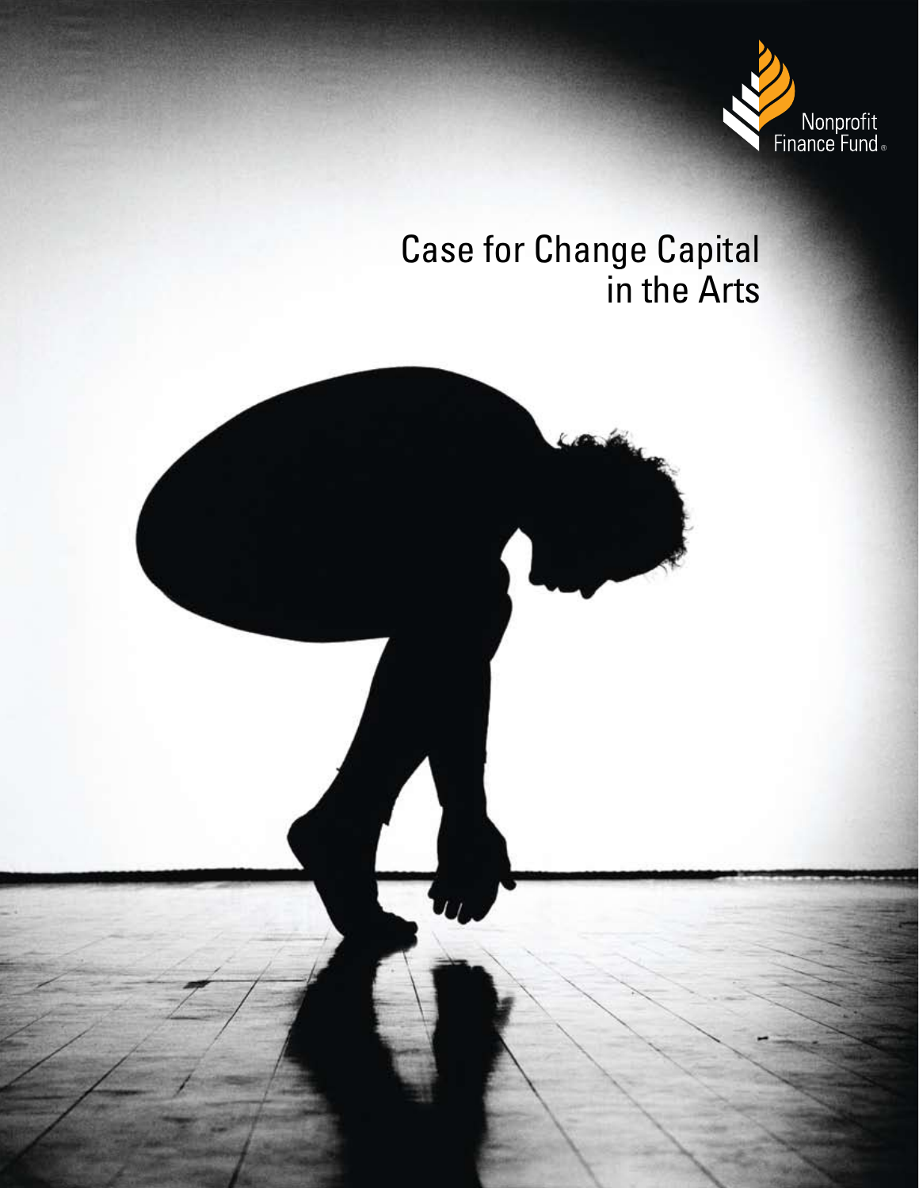Nonprofit Finance Fund®

# Case for Change Capital in the Arts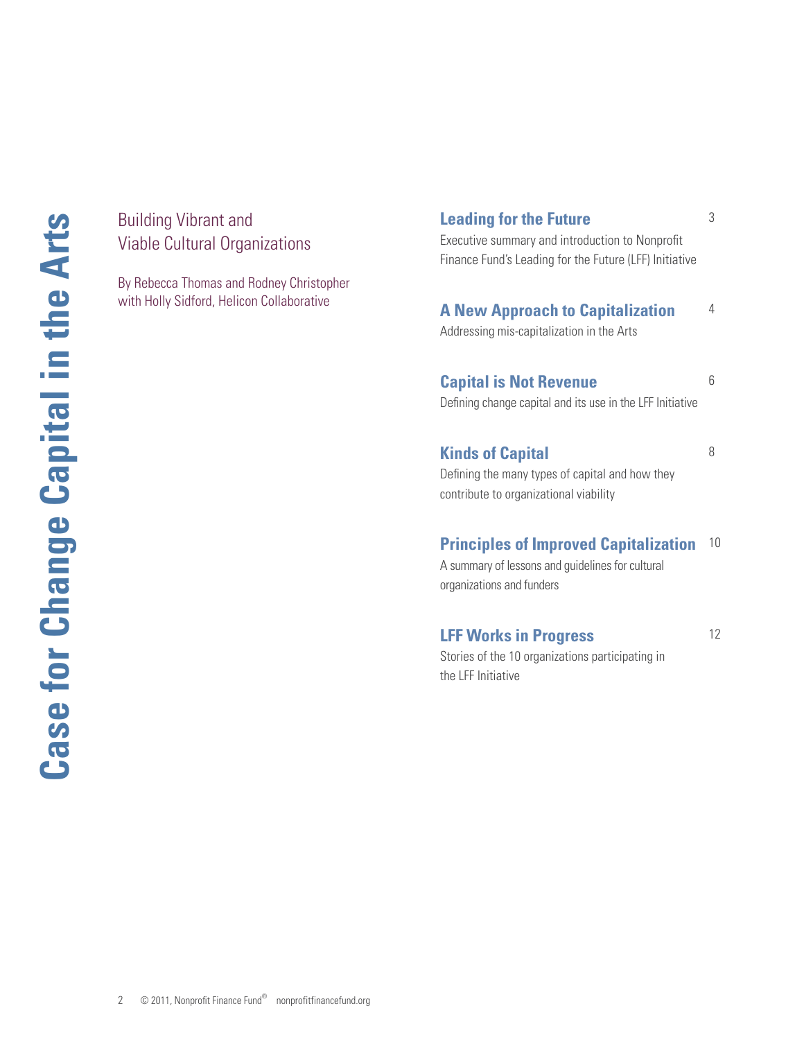# Case for Change Capital in the Arts

## Building Vibrant and Viable Cultural Organizations

By Rebecca Thomas and Rodney Christopher with Holly Sidford, Helicon Collaborative

**Leading for the Future** 3
Executive summary and introduction to Nonprofit Finance Fund's Leading for the Future (LFF) Initiative

**A New Approach to Capitalization** 4
Addressing mis-capitalization in the Arts

**Capital is Not Revenue** 6
Defining change capital and its use in the LFF Initiative

**Kinds of Capital** 8
Defining the many types of capital and how they contribute to organizational viability

**Principles of Improved Capitalization** 10
A summary of lessons and guidelines for cultural organizations and funders

**LFF Works in Progress** 12
Stories of the 10 organizations participating in the LFF Initiative

© 2011, Nonprofit Finance Fund® nonprofitfinancefund.org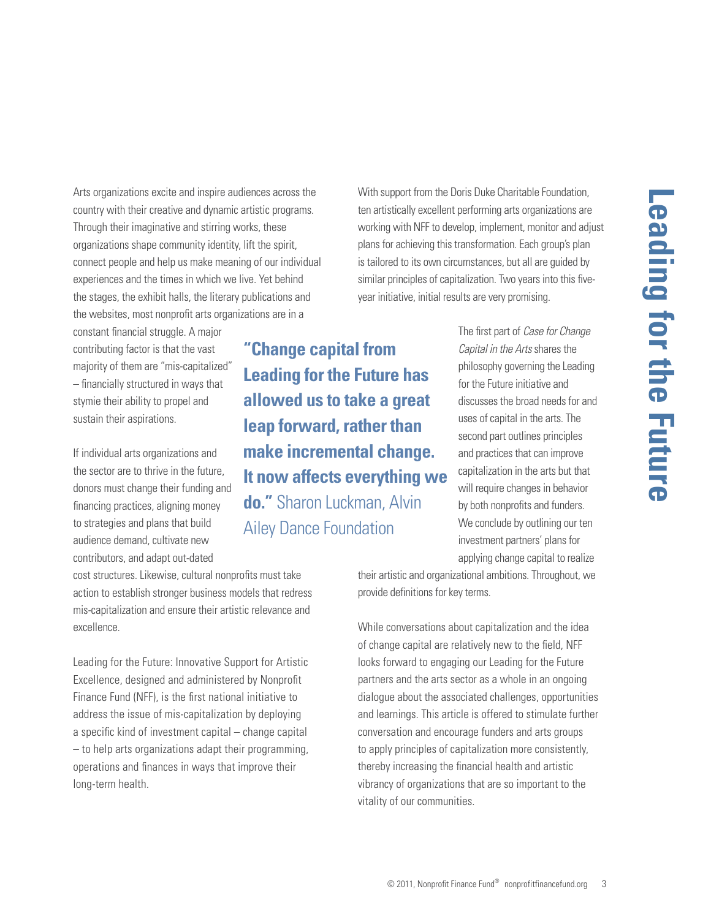Arts organizations excite and inspire audiences across the country with their creative and dynamic artistic programs. Through their imaginative and stirring works, these organizations shape community identity, lift the spirit, connect people and help us make meaning of our individual experiences and the times in which we live. Yet behind the stages, the exhibit halls, the literary publications and the websites, most nonprofit arts organizations are in a constant financial struggle. A major contributing factor is that the vast majority of them are "mis-capitalized" – financially structured in ways that stymie their ability to propel and sustain their aspirations.

If individual arts organizations and the sector are to thrive in the future, donors must change their funding and financing practices, aligning money to strategies and plans that build audience demand, cultivate new contributors, and adapt out-dated cost structures. Likewise, cultural nonprofits must take action to establish stronger business models that redress mis-capitalization and ensure their artistic relevance and excellence.

Leading for the Future: Innovative Support for Artistic Excellence, designed and administered by Nonprofit Finance Fund (NFF), is the first national initiative to address the issue of mis-capitalization by deploying a specific kind of investment capital – change capital – to help arts organizations adapt their programming, operations and finances in ways that improve their long-term health.

**"Change capital from Leading for the Future has allowed us to take a great leap forward, rather than make incremental change. It now affects everything we do."** Sharon Luckman, Alvin Ailey Dance Foundation

With support from the Doris Duke Charitable Foundation, ten artistically excellent performing arts organizations are working with NFF to develop, implement, monitor and adjust plans for achieving this transformation. Each group's plan is tailored to its own circumstances, but all are guided by similar principles of capitalization. Two years into this five-year initiative, initial results are very promising.

The first part of *Case for Change Capital in the Arts* shares the philosophy governing the Leading for the Future initiative and discusses the broad needs for and uses of capital in the arts. The second part outlines principles and practices that can improve capitalization in the arts but that will require changes in behavior by both nonprofits and funders. We conclude by outlining our ten investment partners' plans for applying change capital to realize their artistic and organizational ambitions. Throughout, we provide definitions for key terms.

While conversations about capitalization and the idea of change capital are relatively new to the field, NFF looks forward to engaging our Leading for the Future partners and the arts sector as a whole in an ongoing dialogue about the associated challenges, opportunities and learnings. This article is offered to stimulate further conversation and encourage funders and arts groups to apply principles of capitalization more consistently, thereby increasing the financial health and artistic vibrancy of organizations that are so important to the vitality of our communities.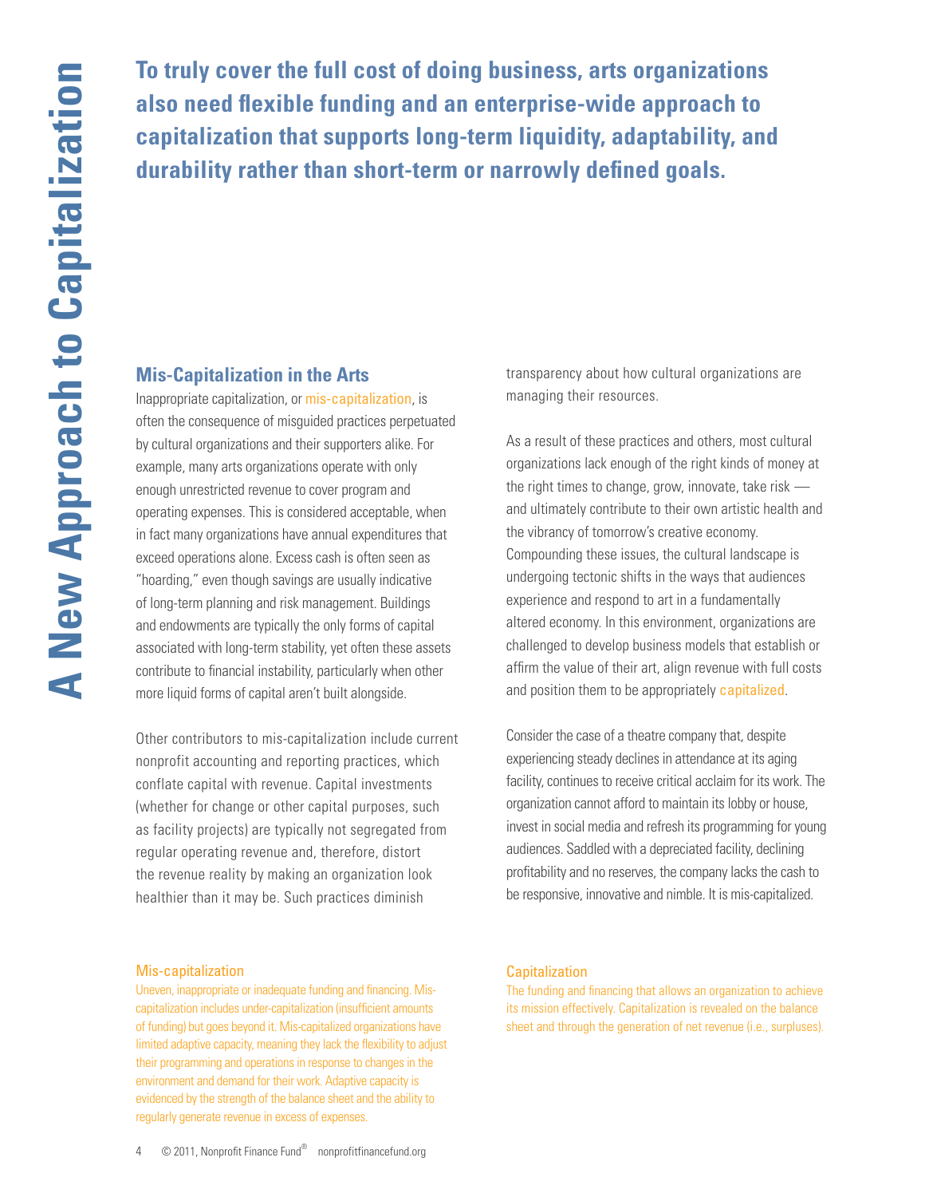**To truly cover the full cost of doing business, arts organizations also need flexible funding and an enterprise-wide approach to capitalization that supports long-term liquidity, adaptability, and durability rather than short-term or narrowly defined goals.**

## Mis-Capitalization in the Arts

Inappropriate capitalization, or mis-capitalization, is often the consequence of misguided practices perpetuated by cultural organizations and their supporters alike. For example, many arts organizations operate with only enough unrestricted revenue to cover program and operating expenses. This is considered acceptable, when in fact many organizations have annual expenditures that exceed operations alone. Excess cash is often seen as "hoarding," even though savings are usually indicative of long-term planning and risk management. Buildings and endowments are typically the only forms of capital associated with long-term stability, yet often these assets contribute to financial instability, particularly when other more liquid forms of capital aren't built alongside.

Other contributors to mis-capitalization include current nonprofit accounting and reporting practices, which conflate capital with revenue. Capital investments (whether for change or other capital purposes, such as facility projects) are typically not segregated from regular operating revenue and, therefore, distort the revenue reality by making an organization look healthier than it may be. Such practices diminish transparency about how cultural organizations are managing their resources.

As a result of these practices and others, most cultural organizations lack enough of the right kinds of money at the right times to change, grow, innovate, take risk — and ultimately contribute to their own artistic health and the vibrancy of tomorrow's creative economy. Compounding these issues, the cultural landscape is undergoing tectonic shifts in the ways that audiences experience and respond to art in a fundamentally altered economy. In this environment, organizations are challenged to develop business models that establish or affirm the value of their art, align revenue with full costs and position them to be appropriately capitalized.

Consider the case of a theatre company that, despite experiencing steady declines in attendance at its aging facility, continues to receive critical acclaim for its work. The organization cannot afford to maintain its lobby or house, invest in social media and refresh its programming for young audiences. Saddled with a depreciated facility, declining profitability and no reserves, the company lacks the cash to be responsive, innovative and nimble. It is mis-capitalized.

**Mis-capitalization**

Uneven, inappropriate or inadequate funding and financing. Mis-capitalization includes under-capitalization (insufficient amounts of funding) but goes beyond it. Mis-capitalized organizations have limited adaptive capacity, meaning they lack the flexibility to adjust their programming and operations in response to changes in the environment and demand for their work. Adaptive capacity is evidenced by the strength of the balance sheet and the ability to regularly generate revenue in excess of expenses.

**Capitalization**

The funding and financing that allows an organization to achieve its mission effectively. Capitalization is revealed on the balance sheet and through the generation of net revenue (i.e., surpluses).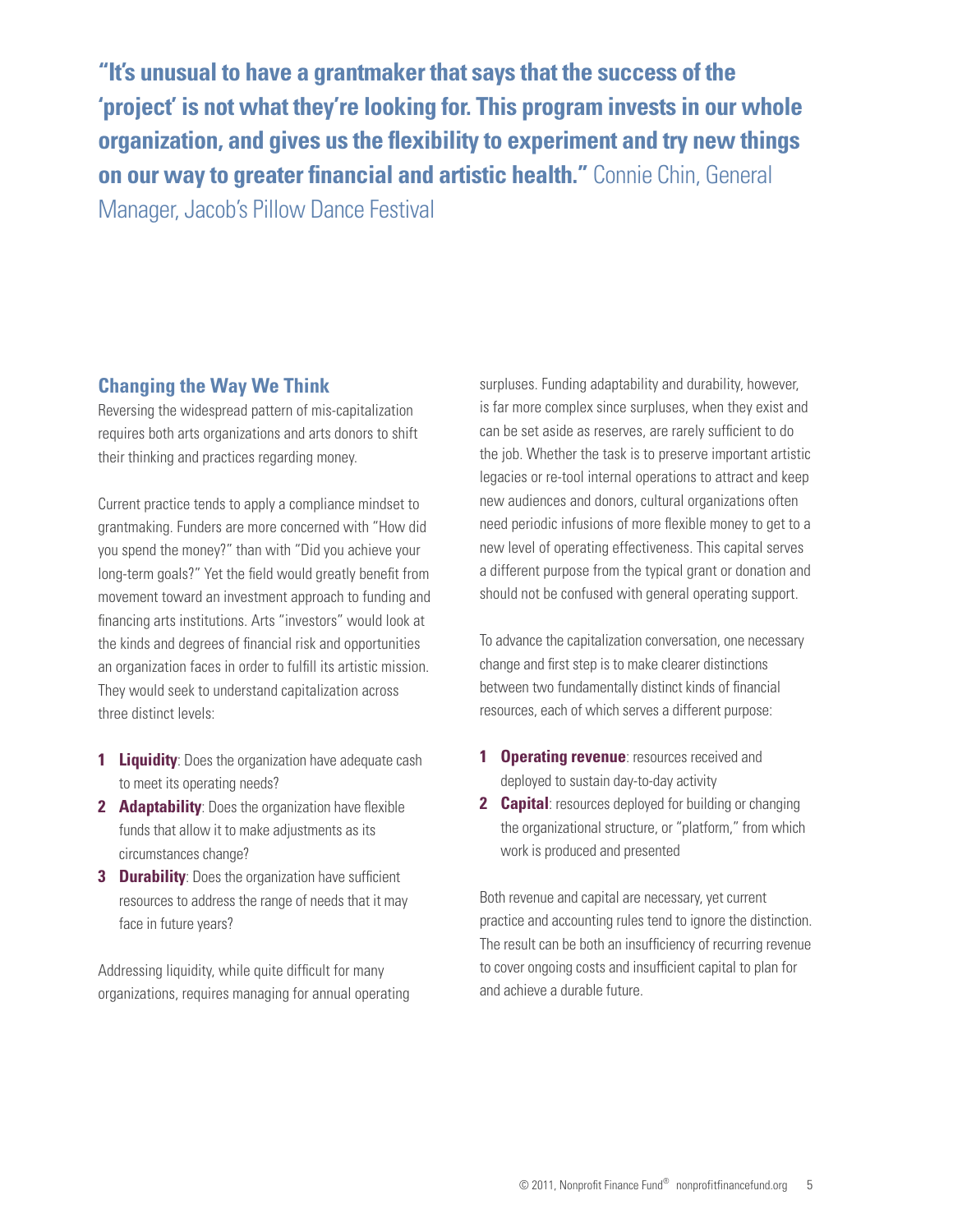**"It's unusual to have a grantmaker that says that the success of the 'project' is not what they're looking for. This program invests in our whole organization, and gives us the flexibility to experiment and try new things on our way to greater financial and artistic health."** Connie Chin, General Manager, Jacob's Pillow Dance Festival

## Changing the Way We Think

Reversing the widespread pattern of mis-capitalization requires both arts organizations and arts donors to shift their thinking and practices regarding money.

Current practice tends to apply a compliance mindset to grantmaking. Funders are more concerned with "How did you spend the money?" than with "Did you achieve your long-term goals?" Yet the field would greatly benefit from movement toward an investment approach to funding and financing arts institutions. Arts "investors" would look at the kinds and degrees of financial risk and opportunities an organization faces in order to fulfill its artistic mission. They would seek to understand capitalization across three distinct levels:

1. **Liquidity**: Does the organization have adequate cash to meet its operating needs?
2. **Adaptability**: Does the organization have flexible funds that allow it to make adjustments as its circumstances change?
3. **Durability**: Does the organization have sufficient resources to address the range of needs that it may face in future years?

Addressing liquidity, while quite difficult for many organizations, requires managing for annual operating surpluses. Funding adaptability and durability, however, is far more complex since surpluses, when they exist and can be set aside as reserves, are rarely sufficient to do the job. Whether the task is to preserve important artistic legacies or re-tool internal operations to attract and keep new audiences and donors, cultural organizations often need periodic infusions of more flexible money to get to a new level of operating effectiveness. This capital serves a different purpose from the typical grant or donation and should not be confused with general operating support.

To advance the capitalization conversation, one necessary change and first step is to make clearer distinctions between two fundamentally distinct kinds of financial resources, each of which serves a different purpose:

1. **Operating revenue**: resources received and deployed to sustain day-to-day activity
2. **Capital**: resources deployed for building or changing the organizational structure, or "platform," from which work is produced and presented

Both revenue and capital are necessary, yet current practice and accounting rules tend to ignore the distinction. The result can be both an insufficiency of recurring revenue to cover ongoing costs and insufficient capital to plan for and achieve a durable future.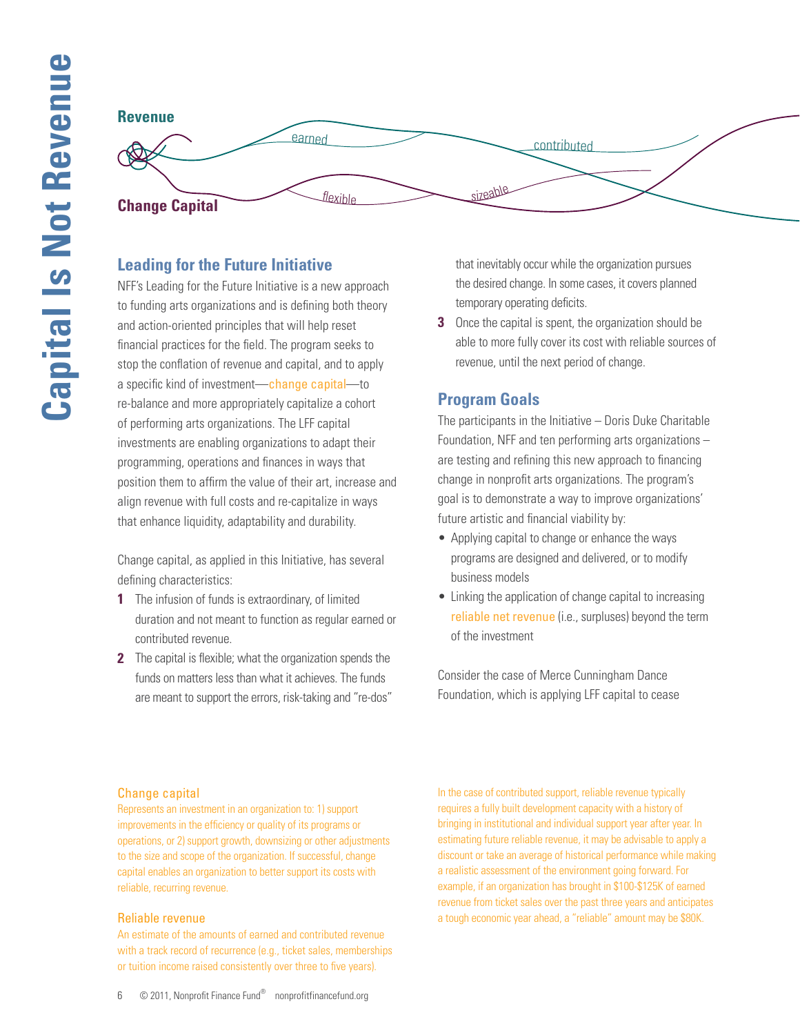# Capital Is Not Revenue

**Revenue**

earned — contributed

**Change Capital**

flexible — sizeable

## Leading for the Future Initiative

NFF's Leading for the Future Initiative is a new approach to funding arts organizations and is defining both theory and action-oriented principles that will help reset financial practices for the field. The program seeks to stop the conflation of revenue and capital, and to apply a specific kind of investment—change capital—to re-balance and more appropriately capitalize a cohort of performing arts organizations. The LFF capital investments are enabling organizations to adapt their programming, operations and finances in ways that position them to affirm the value of their art, increase and align revenue with full costs and re-capitalize in ways that enhance liquidity, adaptability and durability.

Change capital, as applied in this Initiative, has several defining characteristics:

1. The infusion of funds is extraordinary, of limited duration and not meant to function as regular earned or contributed revenue.
2. The capital is flexible; what the organization spends the funds on matters less than what it achieves. The funds are meant to support the errors, risk-taking and "re-dos" that inevitably occur while the organization pursues the desired change. In some cases, it covers planned temporary operating deficits.
3. Once the capital is spent, the organization should be able to more fully cover its cost with reliable sources of revenue, until the next period of change.

## Program Goals

The participants in the Initiative – Doris Duke Charitable Foundation, NFF and ten performing arts organizations – are testing and refining this new approach to financing change in nonprofit arts organizations. The program's goal is to demonstrate a way to improve organizations' future artistic and financial viability by:

- Applying capital to change or enhance the ways programs are designed and delivered, or to modify business models
- Linking the application of change capital to increasing reliable net revenue (i.e., surpluses) beyond the term of the investment

Consider the case of Merce Cunningham Dance Foundation, which is applying LFF capital to cease

### Change capital

Represents an investment in an organization to: 1) support improvements in the efficiency or quality of its programs or operations, or 2) support growth, downsizing or other adjustments to the size and scope of the organization. If successful, change capital enables an organization to better support its costs with reliable, recurring revenue.

### Reliable revenue

An estimate of the amounts of earned and contributed revenue with a track record of recurrence (e.g., ticket sales, memberships or tuition income raised consistently over three to five years).

In the case of contributed support, reliable revenue typically requires a fully built development capacity with a history of bringing in institutional and individual support year after year. In estimating future reliable revenue, it may be advisable to apply a discount or take an average of historical performance while making a realistic assessment of the environment going forward. For example, if an organization has brought in $100-$125K of earned revenue from ticket sales over the past three years and anticipates a tough economic year ahead, a "reliable" amount may be $80K.

© 2011, Nonprofit Finance Fund® nonprofitfinancefund.org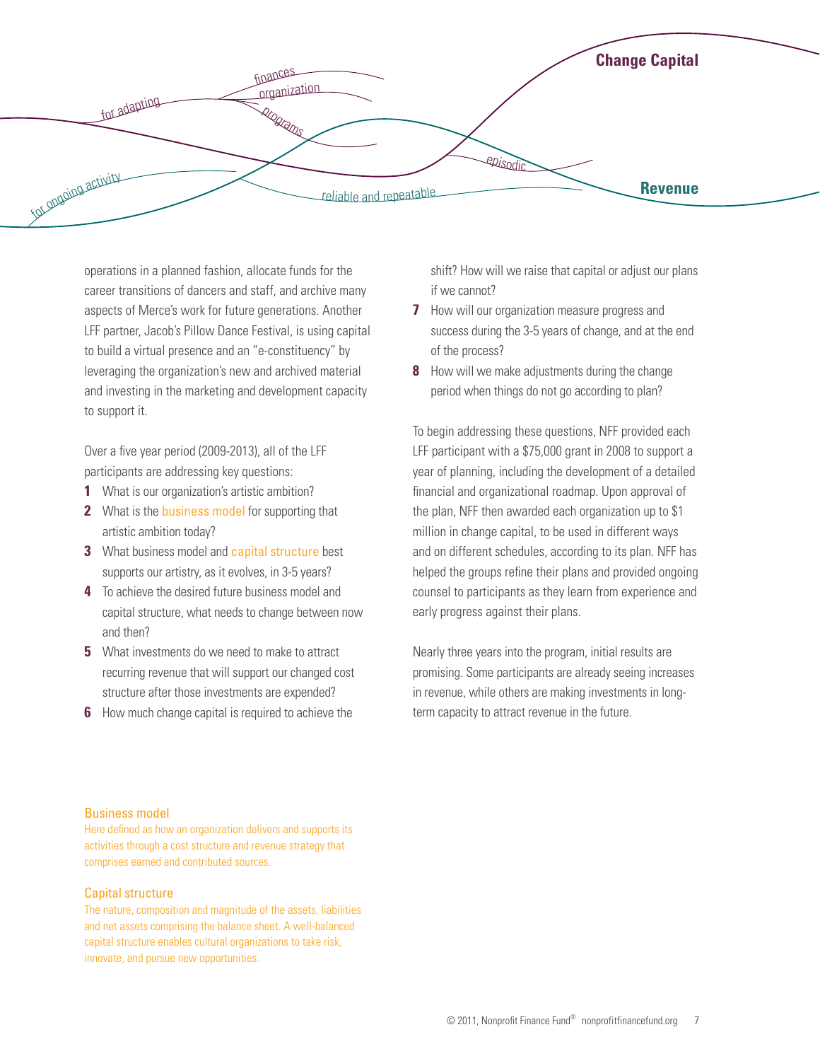operations in a planned fashion, allocate funds for the career transitions of dancers and staff, and archive many aspects of Merce's work for future generations. Another LFF partner, Jacob's Pillow Dance Festival, is using capital to build a virtual presence and an "e-constituency" by leveraging the organization's new and archived material and investing in the marketing and development capacity to support it.

Over a five year period (2009-2013), all of the LFF participants are addressing key questions:

1. What is our organization's artistic ambition?
2. What is the business model for supporting that artistic ambition today?
3. What business model and capital structure best supports our artistry, as it evolves, in 3-5 years?
4. To achieve the desired future business model and capital structure, what needs to change between now and then?
5. What investments do we need to make to attract recurring revenue that will support our changed cost structure after those investments are expended?
6. How much change capital is required to achieve the shift? How will we raise that capital or adjust our plans if we cannot?
7. How will our organization measure progress and success during the 3-5 years of change, and at the end of the process?
8. How will we make adjustments during the change period when things do not go according to plan?

To begin addressing these questions, NFF provided each LFF participant with a $75,000 grant in 2008 to support a year of planning, including the development of a detailed financial and organizational roadmap. Upon approval of the plan, NFF then awarded each organization up to $1 million in change capital, to be used in different ways and on different schedules, according to its plan. NFF has helped the groups refine their plans and provided ongoing counsel to participants as they learn from experience and early progress against their plans.

Nearly three years into the program, initial results are promising. Some participants are already seeing increases in revenue, while others are making investments in long-term capacity to attract revenue in the future.

### Business model

Here defined as how an organization delivers and supports its activities through a cost structure and revenue strategy that comprises earned and contributed sources.

### Capital structure

The nature, composition and magnitude of the assets, liabilities and net assets comprising the balance sheet. A well-balanced capital structure enables cultural organizations to take risk, innovate, and pursue new opportunities.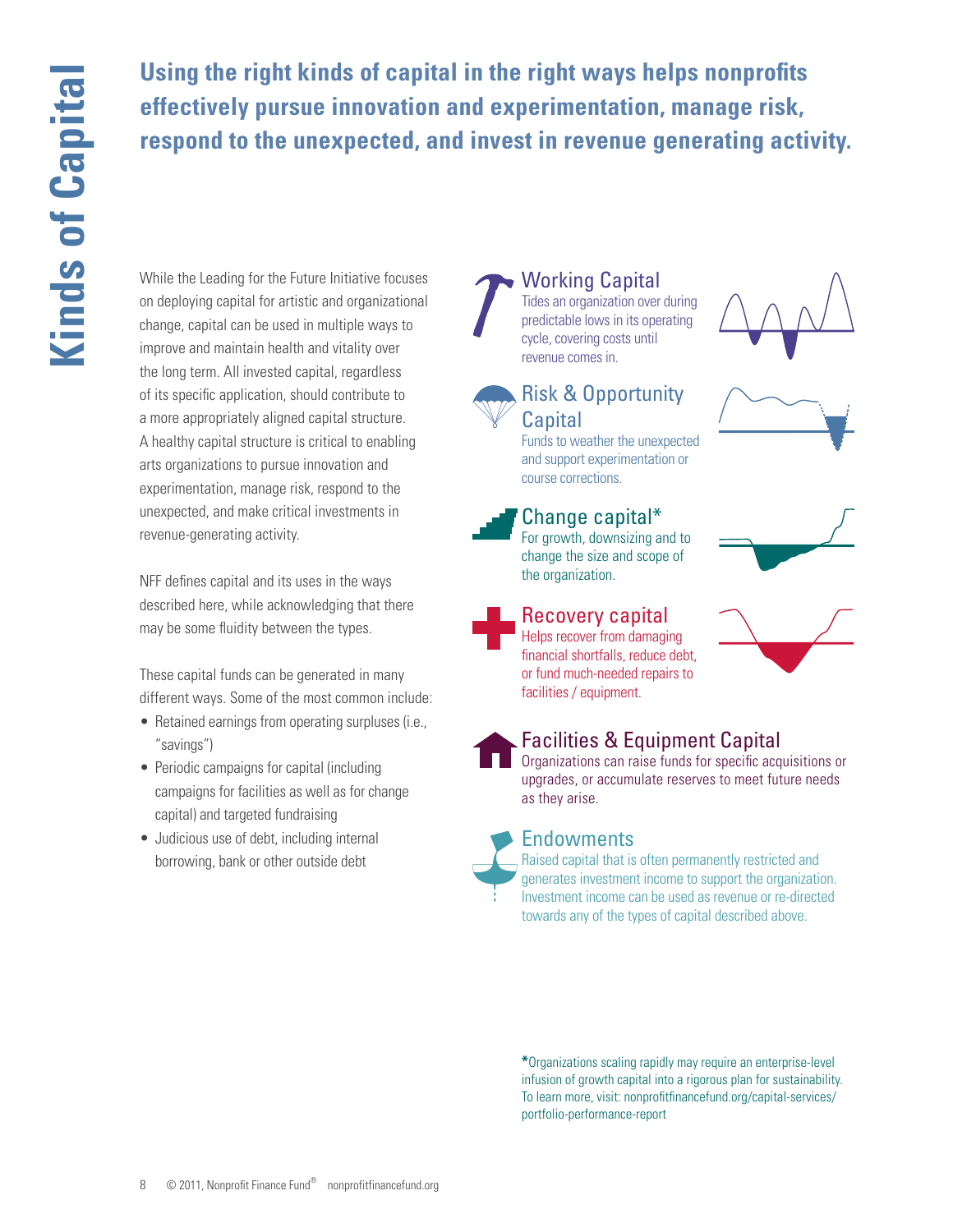# Kinds of Capital

**Using the right kinds of capital in the right ways helps nonprofits effectively pursue innovation and experimentation, manage risk, respond to the unexpected, and invest in revenue generating activity.**

While the Leading for the Future Initiative focuses on deploying capital for artistic and organizational change, capital can be used in multiple ways to improve and maintain health and vitality over the long term. All invested capital, regardless of its specific application, should contribute to a more appropriately aligned capital structure. A healthy capital structure is critical to enabling arts organizations to pursue innovation and experimentation, manage risk, respond to the unexpected, and make critical investments in revenue-generating activity.

NFF defines capital and its uses in the ways described here, while acknowledging that there may be some fluidity between the types.

These capital funds can be generated in many different ways. Some of the most common include:

- Retained earnings from operating surpluses (i.e., "savings")
- Periodic campaigns for capital (including campaigns for facilities as well as for change capital) and targeted fundraising
- Judicious use of debt, including internal borrowing, bank or other outside debt

## Working Capital

Tides an organization over during predictable lows in its operating cycle, covering costs until revenue comes in.

## Risk & Opportunity Capital

Funds to weather the unexpected and support experimentation or course corrections.

## Change capital*

For growth, downsizing and to change the size and scope of the organization.

## Recovery capital

Helps recover from damaging financial shortfalls, reduce debt, or fund much-needed repairs to facilities / equipment.

## Facilities & Equipment Capital

Organizations can raise funds for specific acquisitions or upgrades, or accumulate reserves to meet future needs as they arise.

## Endowments

Raised capital that is often permanently restricted and generates investment income to support the organization. Investment income can be used as revenue or re-directed towards any of the types of capital described above.

*Organizations scaling rapidly may require an enterprise-level infusion of growth capital into a rigorous plan for sustainability. To learn more, visit: nonprofitfinancefund.org/capital-services/portfolio-performance-report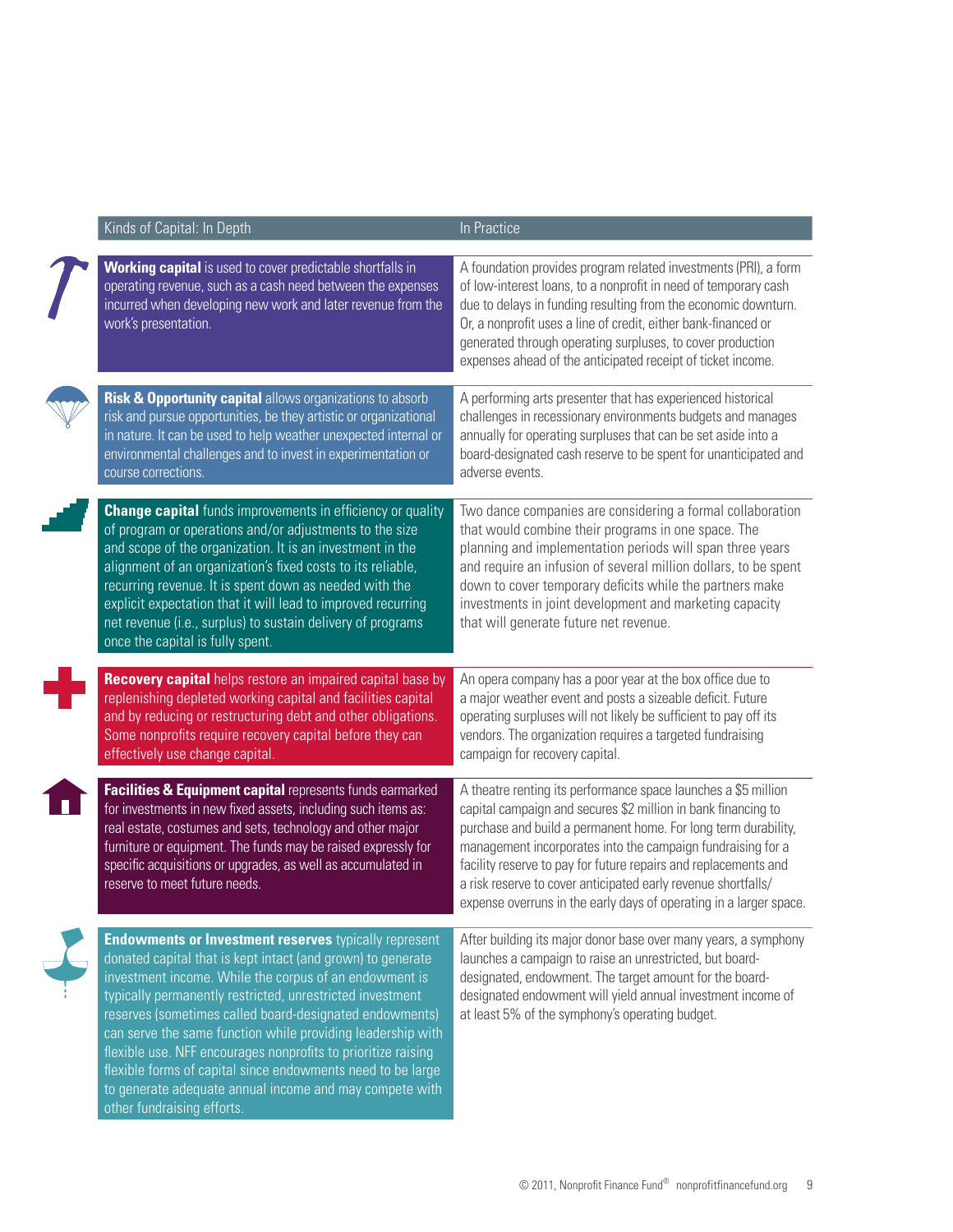| Kinds of Capital: In Depth | In Practice |
| --- | --- |
| **Working capital** is used to cover predictable shortfalls in operating revenue, such as a cash need between the expenses incurred when developing new work and later revenue from the work's presentation. | A foundation provides program related investments (PRI), a form of low-interest loans, to a nonprofit in need of temporary cash due to delays in funding resulting from the economic downturn. Or, a nonprofit uses a line of credit, either bank-financed or generated through operating surpluses, to cover production expenses ahead of the anticipated receipt of ticket income. |
| **Risk & Opportunity capital** allows organizations to absorb risk and pursue opportunities, be they artistic or organizational in nature. It can be used to help weather unexpected internal or environmental challenges and to invest in experimentation or course corrections. | A performing arts presenter that has experienced historical challenges in recessionary environments budgets and manages annually for operating surpluses that can be set aside into a board-designated cash reserve to be spent for unanticipated and adverse events. |
| **Change capital** funds improvements in efficiency or quality of program or operations and/or adjustments to the size and scope of the organization. It is an investment in the alignment of an organization's fixed costs to its reliable, recurring revenue. It is spent down as needed with the explicit expectation that it will lead to improved recurring net revenue (i.e., surplus) to sustain delivery of programs once the capital is fully spent. | Two dance companies are considering a formal collaboration that would combine their programs in one space. The planning and implementation periods will span three years and require an infusion of several million dollars, to be spent down to cover temporary deficits while the partners make investments in joint development and marketing capacity that will generate future net revenue. |
| **Recovery capital** helps restore an impaired capital base by replenishing depleted working capital and facilities capital and by reducing or restructuring debt and other obligations. Some nonprofits require recovery capital before they can effectively use change capital. | An opera company has a poor year at the box office due to a major weather event and posts a sizeable deficit. Future operating surpluses will not likely be sufficient to pay off its vendors. The organization requires a targeted fundraising campaign for recovery capital. |
| **Facilities & Equipment capital** represents funds earmarked for investments in new fixed assets, including such items as: real estate, costumes and sets, technology and other major furniture or equipment. The funds may be raised expressly for specific acquisitions or upgrades, as well as accumulated in reserve to meet future needs. | A theatre renting its performance space launches a $5 million capital campaign and secures $2 million in bank financing to purchase and build a permanent home. For long term durability, management incorporates into the campaign fundraising for a facility reserve to pay for future repairs and replacements and a risk reserve to cover anticipated early revenue shortfalls/expense overruns in the early days of operating in a larger space. |
| **Endowments or Investment reserves** typically represent donated capital that is kept intact (and grown) to generate investment income. While the corpus of an endowment is typically permanently restricted, unrestricted investment reserves (sometimes called board-designated endowments) can serve the same function while providing leadership with flexible use. NFF encourages nonprofits to prioritize raising flexible forms of capital since endowments need to be large to generate adequate annual income and may compete with other fundraising efforts. | After building its major donor base over many years, a symphony launches a campaign to raise an unrestricted, but board-designated, endowment. The target amount for the board-designated endowment will yield annual investment income of at least 5% of the symphony's operating budget. |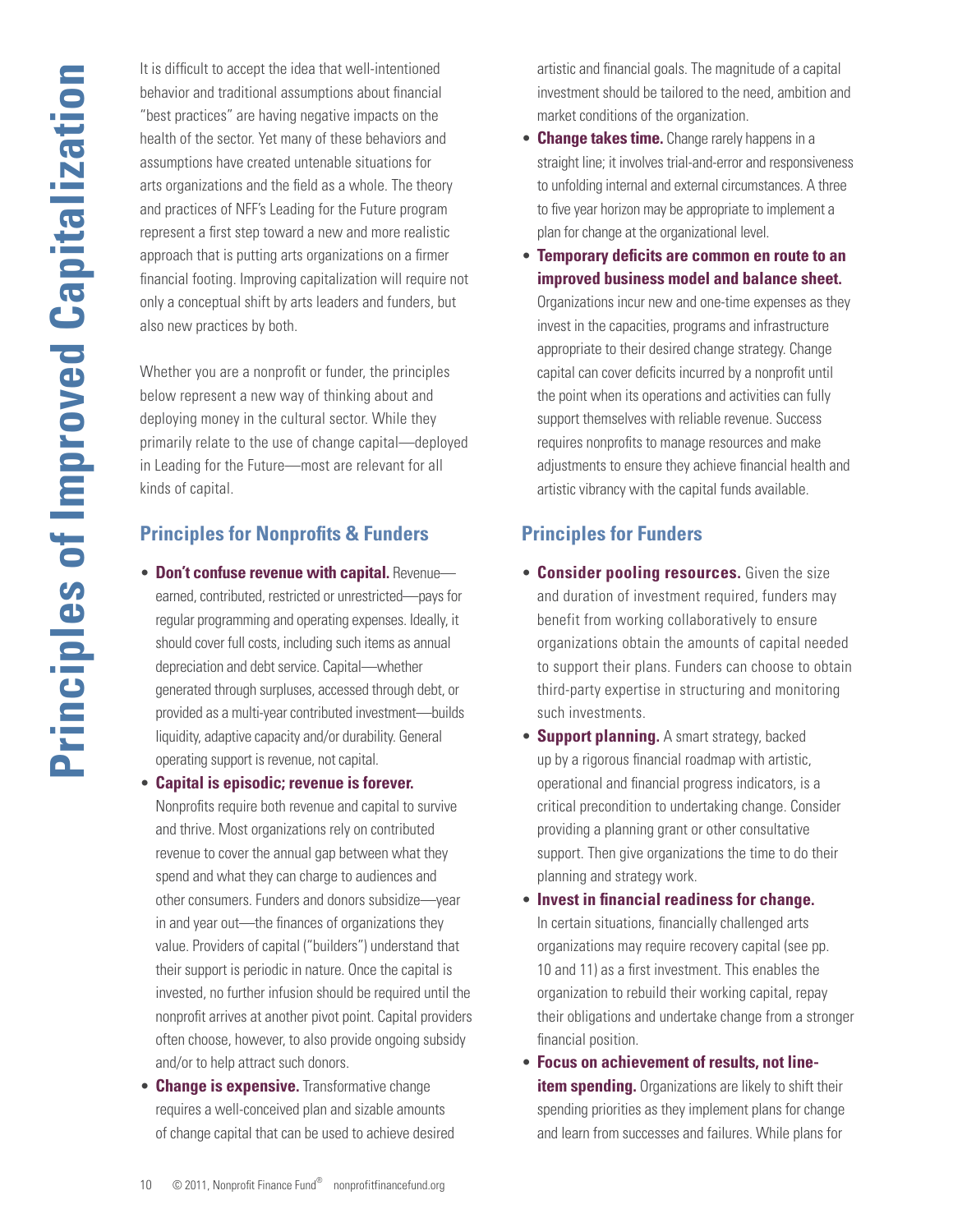# Principles of Improved Capitalization

It is difficult to accept the idea that well-intentioned behavior and traditional assumptions about financial "best practices" are having negative impacts on the health of the sector. Yet many of these behaviors and assumptions have created untenable situations for arts organizations and the field as a whole. The theory and practices of NFF's Leading for the Future program represent a first step toward a new and more realistic approach that is putting arts organizations on a firmer financial footing. Improving capitalization will require not only a conceptual shift by arts leaders and funders, but also new practices by both.

Whether you are a nonprofit or funder, the principles below represent a new way of thinking about and deploying money in the cultural sector. While they primarily relate to the use of change capital—deployed in Leading for the Future—most are relevant for all kinds of capital.

## Principles for Nonprofits & Funders

- **Don't confuse revenue with capital.** Revenue—earned, contributed, restricted or unrestricted—pays for regular programming and operating expenses. Ideally, it should cover full costs, including such items as annual depreciation and debt service. Capital—whether generated through surpluses, accessed through debt, or provided as a multi-year contributed investment—builds liquidity, adaptive capacity and/or durability. General operating support is revenue, not capital.
- **Capital is episodic; revenue is forever.** Nonprofits require both revenue and capital to survive and thrive. Most organizations rely on contributed revenue to cover the annual gap between what they spend and what they can charge to audiences and other consumers. Funders and donors subsidize—year in and year out—the finances of organizations they value. Providers of capital ("builders") understand that their support is periodic in nature. Once the capital is invested, no further infusion should be required until the nonprofit arrives at another pivot point. Capital providers often choose, however, to also provide ongoing subsidy and/or to help attract such donors.
- **Change is expensive.** Transformative change requires a well-conceived plan and sizable amounts of change capital that can be used to achieve desired artistic and financial goals. The magnitude of a capital investment should be tailored to the need, ambition and market conditions of the organization.
- **Change takes time.** Change rarely happens in a straight line; it involves trial-and-error and responsiveness to unfolding internal and external circumstances. A three to five year horizon may be appropriate to implement a plan for change at the organizational level.
- **Temporary deficits are common en route to an improved business model and balance sheet.** Organizations incur new and one-time expenses as they invest in the capacities, programs and infrastructure appropriate to their desired change strategy. Change capital can cover deficits incurred by a nonprofit until the point when its operations and activities can fully support themselves with reliable revenue. Success requires nonprofits to manage resources and make adjustments to ensure they achieve financial health and artistic vibrancy with the capital funds available.

## Principles for Funders

- **Consider pooling resources.** Given the size and duration of investment required, funders may benefit from working collaboratively to ensure organizations obtain the amounts of capital needed to support their plans. Funders can choose to obtain third-party expertise in structuring and monitoring such investments.
- **Support planning.** A smart strategy, backed up by a rigorous financial roadmap with artistic, operational and financial progress indicators, is a critical precondition to undertaking change. Consider providing a planning grant or other consultative support. Then give organizations the time to do their planning and strategy work.
- **Invest in financial readiness for change.** In certain situations, financially challenged arts organizations may require recovery capital (see pp. 10 and 11) as a first investment. This enables the organization to rebuild their working capital, repay their obligations and undertake change from a stronger financial position.
- **Focus on achievement of results, not line-item spending.** Organizations are likely to shift their spending priorities as they implement plans for change and learn from successes and failures. While plans for

© 2011, Nonprofit Finance Fund® nonprofitfinancefund.org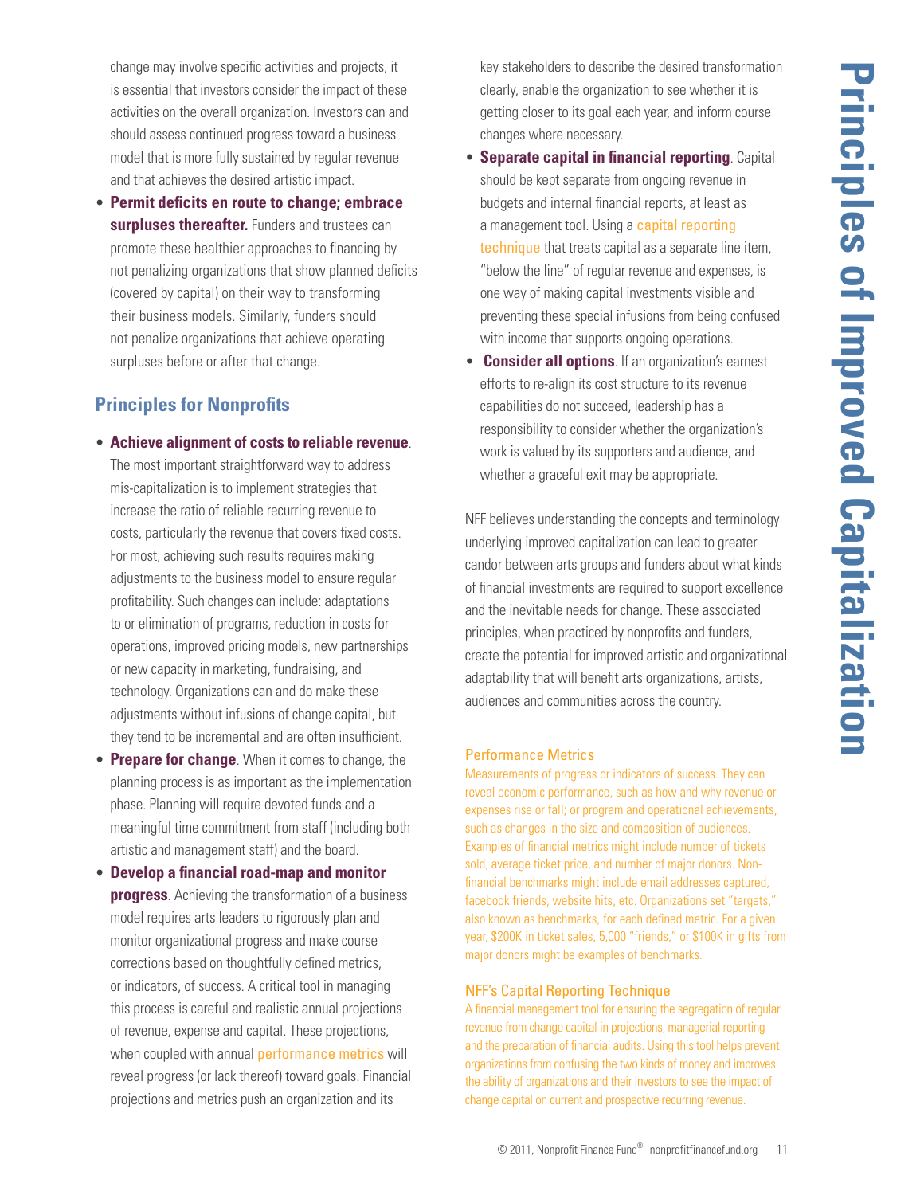change may involve specific activities and projects, it is essential that investors consider the impact of these activities on the overall organization. Investors can and should assess continued progress toward a business model that is more fully sustained by regular revenue and that achieves the desired artistic impact.

- **Permit deficits en route to change; embrace surpluses thereafter.** Funders and trustees can promote these healthier approaches to financing by not penalizing organizations that show planned deficits (covered by capital) on their way to transforming their business models. Similarly, funders should not penalize organizations that achieve operating surpluses before or after that change.

## Principles for Nonprofits

- **Achieve alignment of costs to reliable revenue**. The most important straightforward way to address mis-capitalization is to implement strategies that increase the ratio of reliable recurring revenue to costs, particularly the revenue that covers fixed costs. For most, achieving such results requires making adjustments to the business model to ensure regular profitability. Such changes can include: adaptations to or elimination of programs, reduction in costs for operations, improved pricing models, new partnerships or new capacity in marketing, fundraising, and technology. Organizations can and do make these adjustments without infusions of change capital, but they tend to be incremental and are often insufficient.
- **Prepare for change**. When it comes to change, the planning process is as important as the implementation phase. Planning will require devoted funds and a meaningful time commitment from staff (including both artistic and management staff) and the board.
- **Develop a financial road-map and monitor progress**. Achieving the transformation of a business model requires arts leaders to rigorously plan and monitor organizational progress and make course corrections based on thoughtfully defined metrics, or indicators, of success. A critical tool in managing this process is careful and realistic annual projections of revenue, expense and capital. These projections, when coupled with annual performance metrics will reveal progress (or lack thereof) toward goals. Financial projections and metrics push an organization and its key stakeholders to describe the desired transformation clearly, enable the organization to see whether it is getting closer to its goal each year, and inform course changes where necessary.
- **Separate capital in financial reporting**. Capital should be kept separate from ongoing revenue in budgets and internal financial reports, at least as a management tool. Using a capital reporting technique that treats capital as a separate line item, "below the line" of regular revenue and expenses, is one way of making capital investments visible and preventing these special infusions from being confused with income that supports ongoing operations.
- **Consider all options**. If an organization's earnest efforts to re-align its cost structure to its revenue capabilities do not succeed, leadership has a responsibility to consider whether the organization's work is valued by its supporters and audience, and whether a graceful exit may be appropriate.

NFF believes understanding the concepts and terminology underlying improved capitalization can lead to greater candor between arts groups and funders about what kinds of financial investments are required to support excellence and the inevitable needs for change. These associated principles, when practiced by nonprofits and funders, create the potential for improved artistic and organizational adaptability that will benefit arts organizations, artists, audiences and communities across the country.

### Performance Metrics

Measurements of progress or indicators of success. They can reveal economic performance, such as how and why revenue or expenses rise or fall; or program and operational achievements, such as changes in the size and composition of audiences. Examples of financial metrics might include number of tickets sold, average ticket price, and number of major donors. Non-financial benchmarks might include email addresses captured, facebook friends, website hits, etc. Organizations set "targets," also known as benchmarks, for each defined metric. For a given year, $200K in ticket sales, 5,000 "friends," or $100K in gifts from major donors might be examples of benchmarks.

### NFF's Capital Reporting Technique

A financial management tool for ensuring the segregation of regular revenue from change capital in projections, managerial reporting and the preparation of financial audits. Using this tool helps prevent organizations from confusing the two kinds of money and improves the ability of organizations and their investors to see the impact of change capital on current and prospective recurring revenue.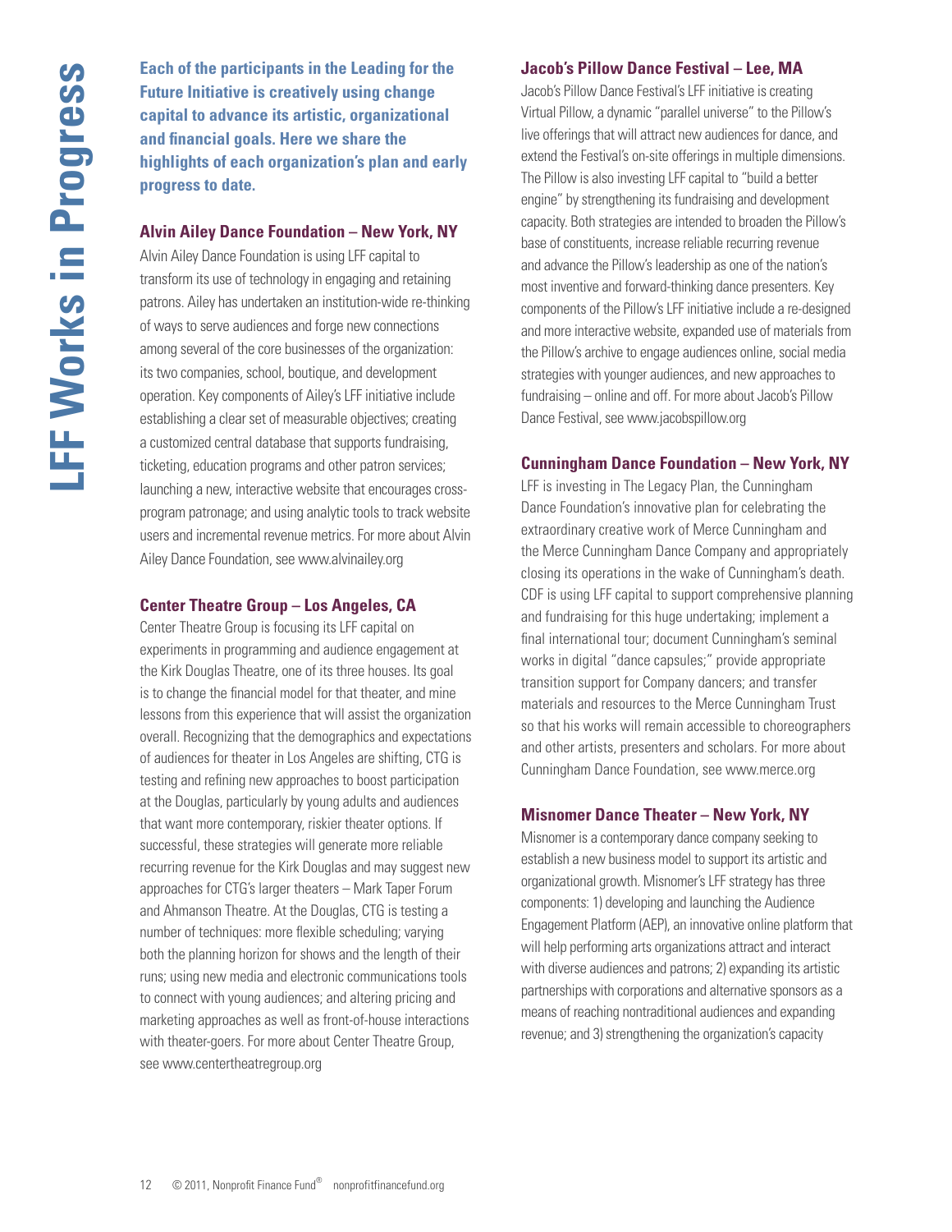# LFF Works in Progress

**Each of the participants in the Leading for the Future Initiative is creatively using change capital to advance its artistic, organizational and financial goals. Here we share the highlights of each organization's plan and early progress to date.**

### Alvin Ailey Dance Foundation – New York, NY

Alvin Ailey Dance Foundation is using LFF capital to transform its use of technology in engaging and retaining patrons. Ailey has undertaken an institution-wide re-thinking of ways to serve audiences and forge new connections among several of the core businesses of the organization: its two companies, school, boutique, and development operation. Key components of Ailey's LFF initiative include establishing a clear set of measurable objectives; creating a customized central database that supports fundraising, ticketing, education programs and other patron services; launching a new, interactive website that encourages cross-program patronage; and using analytic tools to track website users and incremental revenue metrics. For more about Alvin Ailey Dance Foundation, see www.alvinailey.org

### Center Theatre Group – Los Angeles, CA

Center Theatre Group is focusing its LFF capital on experiments in programming and audience engagement at the Kirk Douglas Theatre, one of its three houses. Its goal is to change the financial model for that theater, and mine lessons from this experience that will assist the organization overall. Recognizing that the demographics and expectations of audiences for theater in Los Angeles are shifting, CTG is testing and refining new approaches to boost participation at the Douglas, particularly by young adults and audiences that want more contemporary, riskier theater options. If successful, these strategies will generate more reliable recurring revenue for the Kirk Douglas and may suggest new approaches for CTG's larger theaters – Mark Taper Forum and Ahmanson Theatre. At the Douglas, CTG is testing a number of techniques: more flexible scheduling; varying both the planning horizon for shows and the length of their runs; using new media and electronic communications tools to connect with young audiences; and altering pricing and marketing approaches as well as front-of-house interactions with theater-goers. For more about Center Theatre Group, see www.centertheatregroup.org

### Jacob's Pillow Dance Festival – Lee, MA

Jacob's Pillow Dance Festival's LFF initiative is creating Virtual Pillow, a dynamic "parallel universe" to the Pillow's live offerings that will attract new audiences for dance, and extend the Festival's on-site offerings in multiple dimensions. The Pillow is also investing LFF capital to "build a better engine" by strengthening its fundraising and development capacity. Both strategies are intended to broaden the Pillow's base of constituents, increase reliable recurring revenue and advance the Pillow's leadership as one of the nation's most inventive and forward-thinking dance presenters. Key components of the Pillow's LFF initiative include a re-designed and more interactive website, expanded use of materials from the Pillow's archive to engage audiences online, social media strategies with younger audiences, and new approaches to fundraising – online and off. For more about Jacob's Pillow Dance Festival, see www.jacobspillow.org

### Cunningham Dance Foundation – New York, NY

LFF is investing in The Legacy Plan, the Cunningham Dance Foundation's innovative plan for celebrating the extraordinary creative work of Merce Cunningham and the Merce Cunningham Dance Company and appropriately closing its operations in the wake of Cunningham's death. CDF is using LFF capital to support comprehensive planning and fundraising for this huge undertaking; implement a final international tour; document Cunningham's seminal works in digital "dance capsules;" provide appropriate transition support for Company dancers; and transfer materials and resources to the Merce Cunningham Trust so that his works will remain accessible to choreographers and other artists, presenters and scholars. For more about Cunningham Dance Foundation, see www.merce.org

### Misnomer Dance Theater – New York, NY

Misnomer is a contemporary dance company seeking to establish a new business model to support its artistic and organizational growth. Misnomer's LFF strategy has three components: 1) developing and launching the Audience Engagement Platform (AEP), an innovative online platform that will help performing arts organizations attract and interact with diverse audiences and patrons; 2) expanding its artistic partnerships with corporations and alternative sponsors as a means of reaching nontraditional audiences and expanding revenue; and 3) strengthening the organization's capacity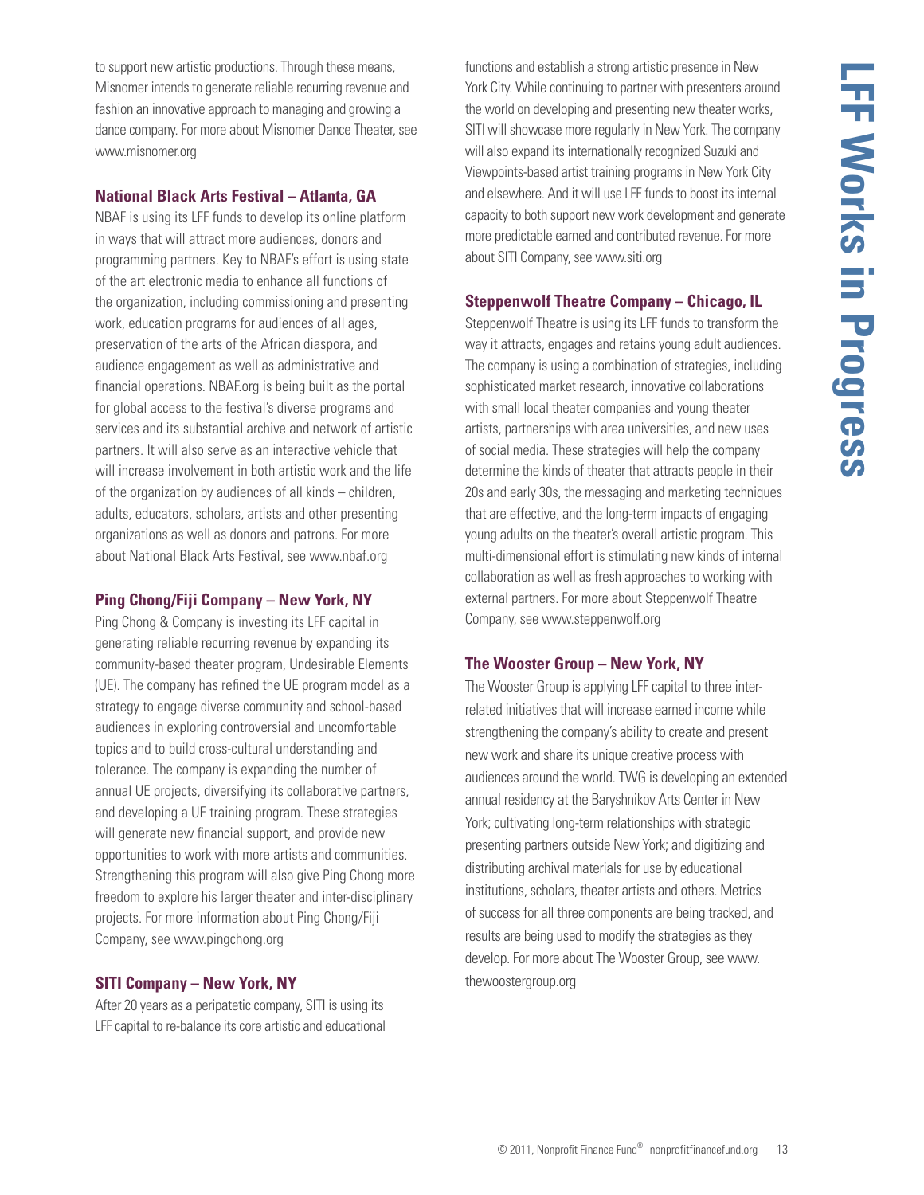to support new artistic productions. Through these means, Misnomer intends to generate reliable recurring revenue and fashion an innovative approach to managing and growing a dance company. For more about Misnomer Dance Theater, see www.misnomer.org

### National Black Arts Festival – Atlanta, GA

NBAF is using its LFF funds to develop its online platform in ways that will attract more audiences, donors and programming partners. Key to NBAF's effort is using state of the art electronic media to enhance all functions of the organization, including commissioning and presenting work, education programs for audiences of all ages, preservation of the arts of the African diaspora, and audience engagement as well as administrative and financial operations. NBAF.org is being built as the portal for global access to the festival's diverse programs and services and its substantial archive and network of artistic partners. It will also serve as an interactive vehicle that will increase involvement in both artistic work and the life of the organization by audiences of all kinds – children, adults, educators, scholars, artists and other presenting organizations as well as donors and patrons. For more about National Black Arts Festival, see www.nbaf.org

### Ping Chong/Fiji Company – New York, NY

Ping Chong & Company is investing its LFF capital in generating reliable recurring revenue by expanding its community-based theater program, Undesirable Elements (UE). The company has refined the UE program model as a strategy to engage diverse community and school-based audiences in exploring controversial and uncomfortable topics and to build cross-cultural understanding and tolerance. The company is expanding the number of annual UE projects, diversifying its collaborative partners, and developing a UE training program. These strategies will generate new financial support, and provide new opportunities to work with more artists and communities. Strengthening this program will also give Ping Chong more freedom to explore his larger theater and inter-disciplinary projects. For more information about Ping Chong/Fiji Company, see www.pingchong.org

### SITI Company – New York, NY

After 20 years as a peripatetic company, SITI is using its LFF capital to re-balance its core artistic and educational functions and establish a strong artistic presence in New York City. While continuing to partner with presenters around the world on developing and presenting new theater works, SITI will showcase more regularly in New York. The company will also expand its internationally recognized Suzuki and Viewpoints-based artist training programs in New York City and elsewhere. And it will use LFF funds to boost its internal capacity to both support new work development and generate more predictable earned and contributed revenue. For more about SITI Company, see www.siti.org

### Steppenwolf Theatre Company – Chicago, IL

Steppenwolf Theatre is using its LFF funds to transform the way it attracts, engages and retains young adult audiences. The company is using a combination of strategies, including sophisticated market research, innovative collaborations with small local theater companies and young theater artists, partnerships with area universities, and new uses of social media. These strategies will help the company determine the kinds of theater that attracts people in their 20s and early 30s, the messaging and marketing techniques that are effective, and the long-term impacts of engaging young adults on the theater's overall artistic program. This multi-dimensional effort is stimulating new kinds of internal collaboration as well as fresh approaches to working with external partners. For more about Steppenwolf Theatre Company, see www.steppenwolf.org

### The Wooster Group – New York, NY

The Wooster Group is applying LFF capital to three inter-related initiatives that will increase earned income while strengthening the company's ability to create and present new work and share its unique creative process with audiences around the world. TWG is developing an extended annual residency at the Baryshnikov Arts Center in New York; cultivating long-term relationships with strategic presenting partners outside New York; and digitizing and distributing archival materials for use by educational institutions, scholars, theater artists and others. Metrics of success for all three components are being tracked, and results are being used to modify the strategies as they develop. For more about The Wooster Group, see www.thewoostergroup.org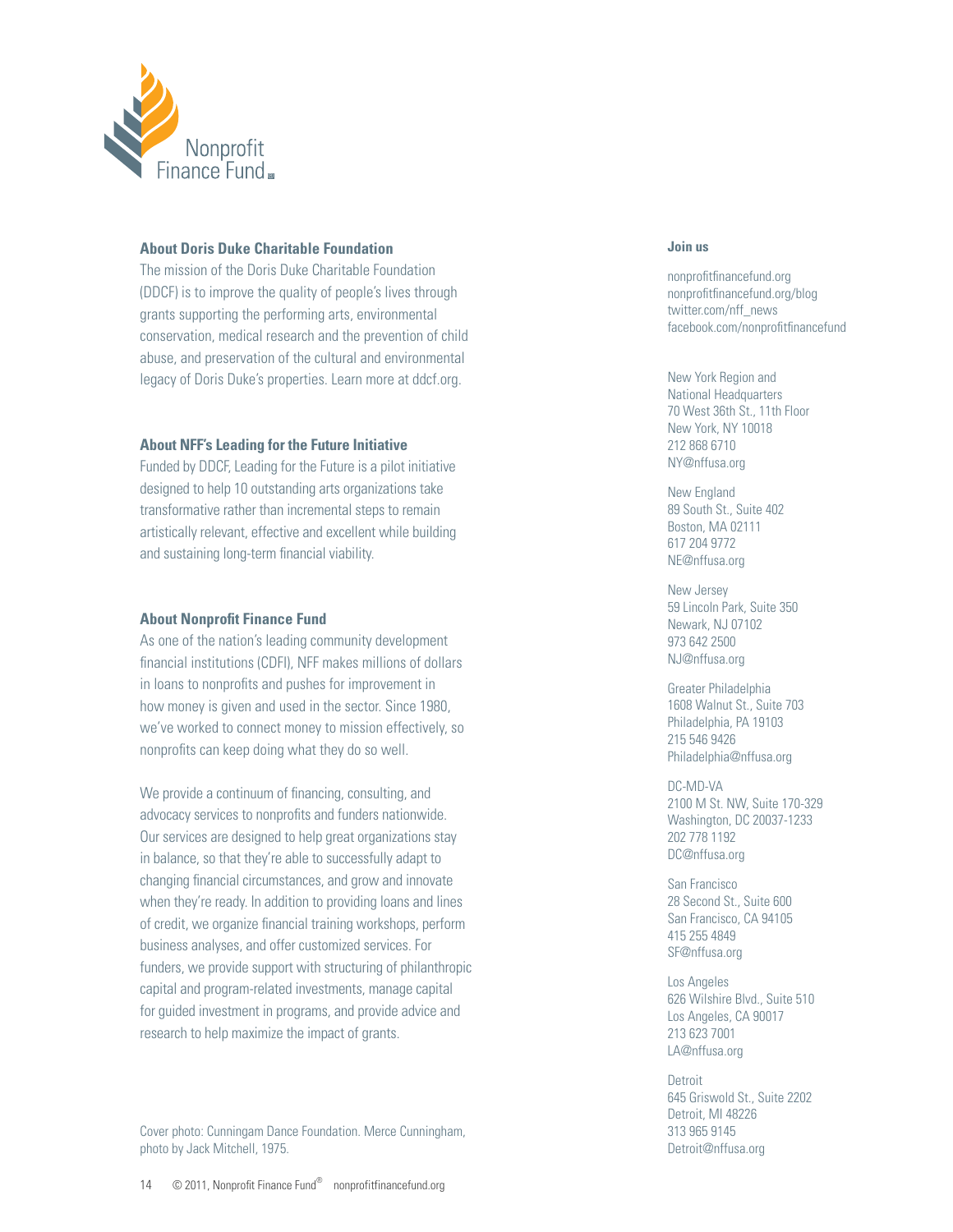Nonprofit Finance Fund

### About Doris Duke Charitable Foundation

The mission of the Doris Duke Charitable Foundation (DDCF) is to improve the quality of people's lives through grants supporting the performing arts, environmental conservation, medical research and the prevention of child abuse, and preservation of the cultural and environmental legacy of Doris Duke's properties. Learn more at ddcf.org.

### About NFF's Leading for the Future Initiative

Funded by DDCF, Leading for the Future is a pilot initiative designed to help 10 outstanding arts organizations take transformative rather than incremental steps to remain artistically relevant, effective and excellent while building and sustaining long-term financial viability.

### About Nonprofit Finance Fund

As one of the nation's leading community development financial institutions (CDFI), NFF makes millions of dollars in loans to nonprofits and pushes for improvement in how money is given and used in the sector. Since 1980, we've worked to connect money to mission effectively, so nonprofits can keep doing what they do so well.

We provide a continuum of financing, consulting, and advocacy services to nonprofits and funders nationwide. Our services are designed to help great organizations stay in balance, so that they're able to successfully adapt to changing financial circumstances, and grow and innovate when they're ready. In addition to providing loans and lines of credit, we organize financial training workshops, perform business analyses, and offer customized services. For funders, we provide support with structuring of philanthropic capital and program-related investments, manage capital for guided investment in programs, and provide advice and research to help maximize the impact of grants.

Cover photo: Cunningam Dance Foundation. Merce Cunningham, photo by Jack Mitchell, 1975.

© 2011, Nonprofit Finance Fund® nonprofitfinancefund.org

### Join us

nonprofitfinancefund.org
nonprofitfinancefund.org/blog
twitter.com/nff_news
facebook.com/nonprofitfinancefund

New York Region and
National Headquarters
70 West 36th St., 11th Floor
New York, NY 10018
212 868 6710
NY@nffusa.org

New England
89 South St., Suite 402
Boston, MA 02111
617 204 9772
NE@nffusa.org

New Jersey
59 Lincoln Park, Suite 350
Newark, NJ 07102
973 642 2500
NJ@nffusa.org

Greater Philadelphia
1608 Walnut St., Suite 703
Philadelphia, PA 19103
215 546 9426
Philadelphia@nffusa.org

DC-MD-VA
2100 M St. NW, Suite 170-329
Washington, DC 20037-1233
202 778 1192
DC@nffusa.org

San Francisco
28 Second St., Suite 600
San Francisco, CA 94105
415 255 4849
SF@nffusa.org

Los Angeles
626 Wilshire Blvd., Suite 510
Los Angeles, CA 90017
213 623 7001
LA@nffusa.org

Detroit
645 Griswold St., Suite 2202
Detroit, MI 48226
313 965 9145
Detroit@nffusa.org